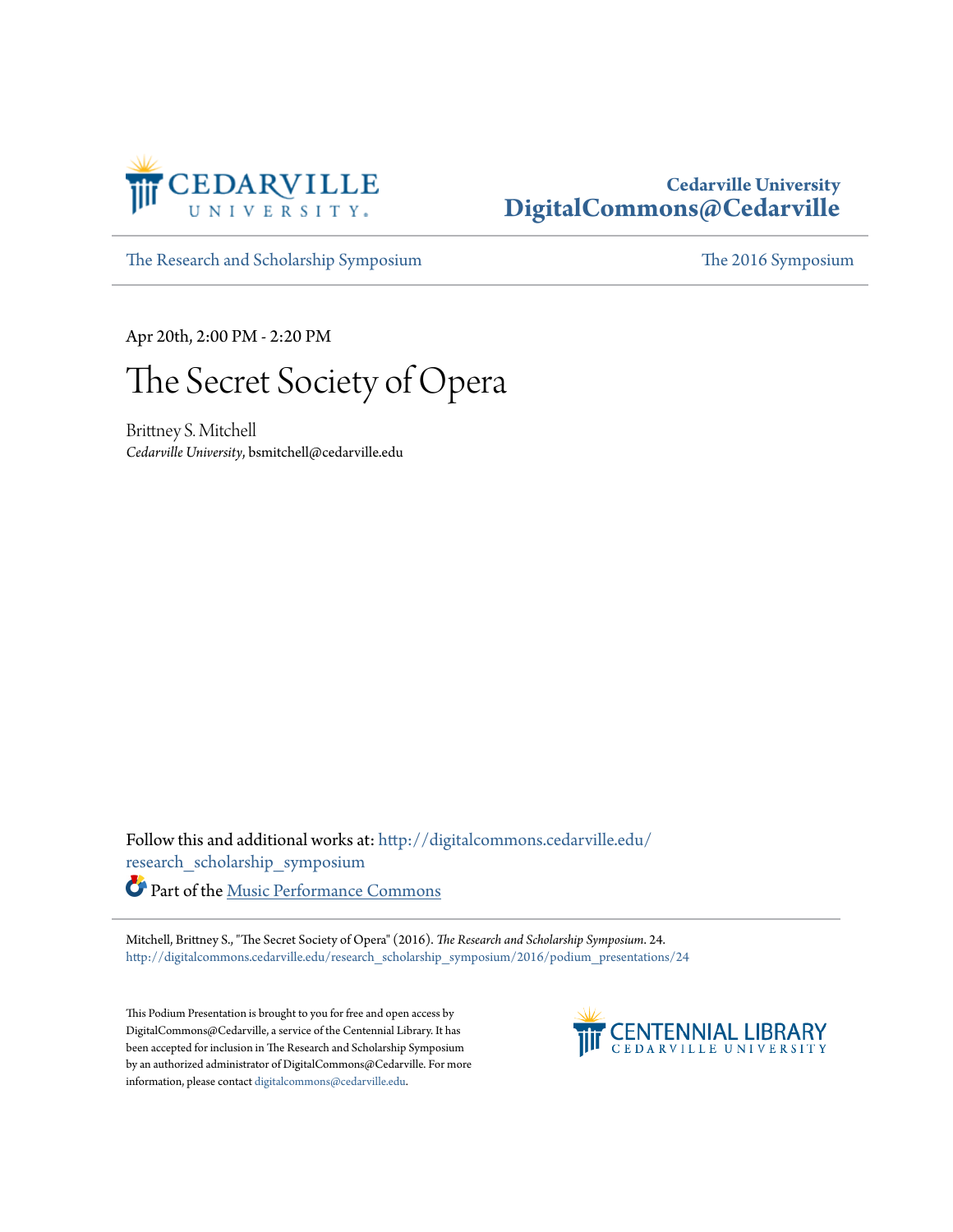Cedarville University
DigitalCommons@Cedarville

The Research and Scholarship Symposium | The 2016 Symposium

Apr 20th, 2:00 PM - 2:20 PM

# The Secret Society of Opera

Brittney S. Mitchell
*Cedarville University*, bsmitchell@cedarville.edu

Follow this and additional works at: http://digitalcommons.cedarville.edu/research_scholarship_symposium

Part of the Music Performance Commons

Mitchell, Brittney S., "The Secret Society of Opera" (2016). *The Research and Scholarship Symposium*. 24.
http://digitalcommons.cedarville.edu/research_scholarship_symposium/2016/podium_presentations/24

This Podium Presentation is brought to you for free and open access by DigitalCommons@Cedarville, a service of the Centennial Library. It has been accepted for inclusion in The Research and Scholarship Symposium by an authorized administrator of DigitalCommons@Cedarville. For more information, please contact digitalcommons@cedarville.edu.

CENTENNIAL LIBRARY
CEDARVILLE UNIVERSITY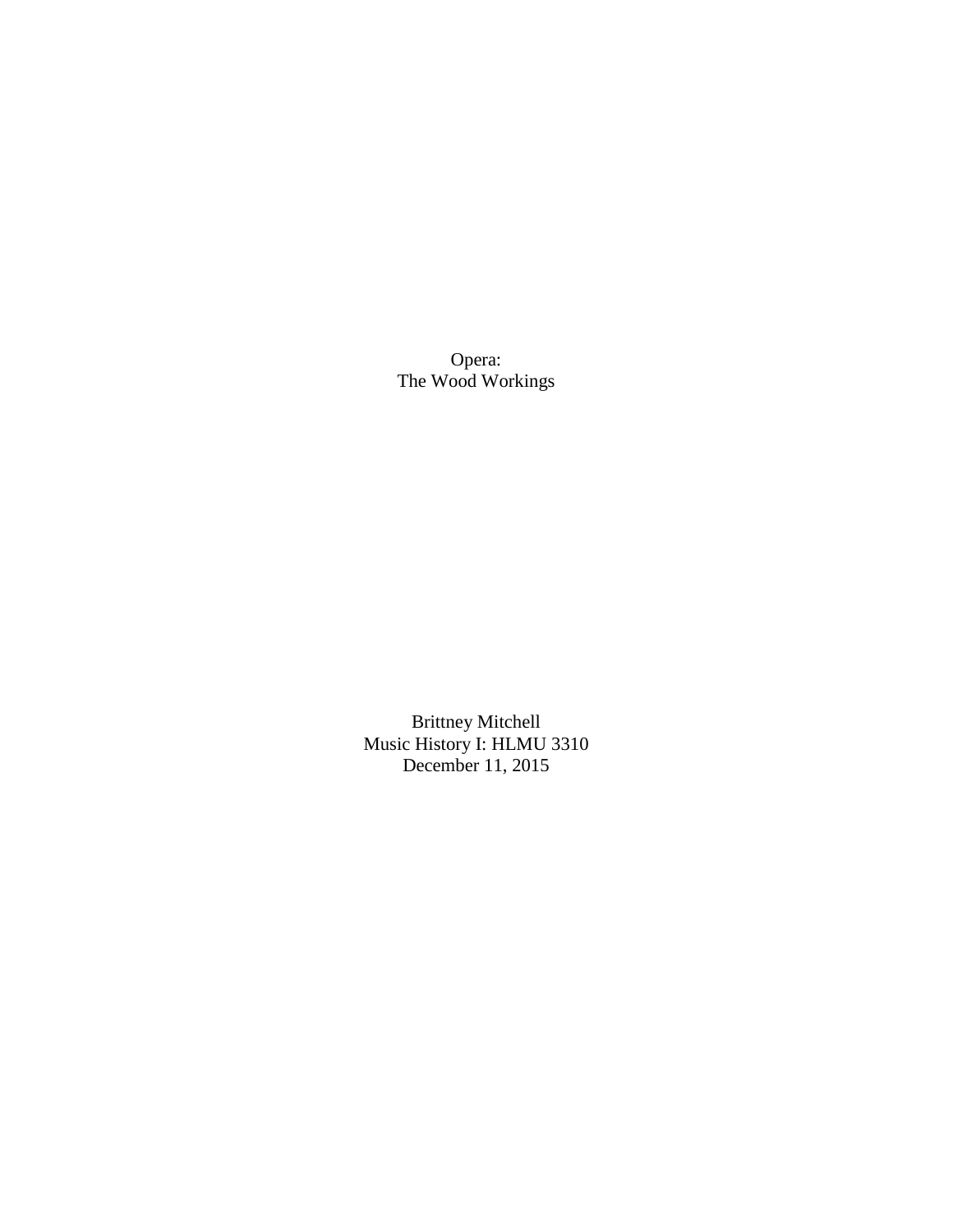# Opera:
# The Wood Workings

Brittney Mitchell
Music History I: HLMU 3310
December 11, 2015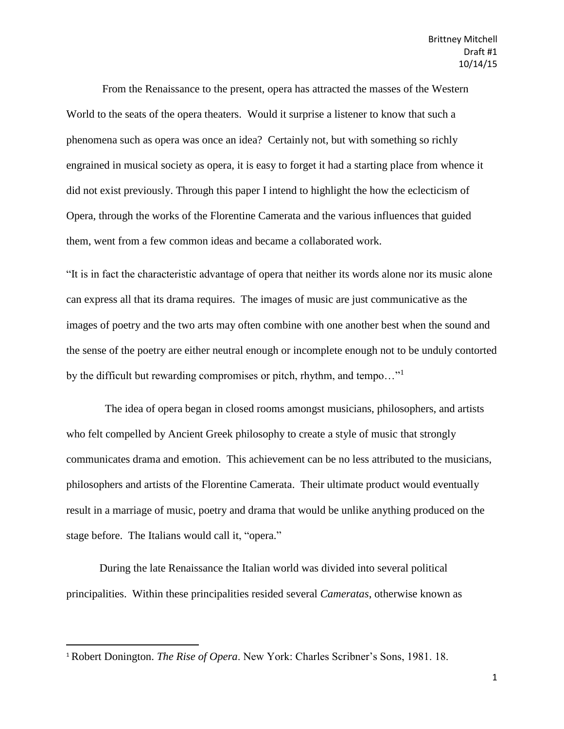From the Renaissance to the present, opera has attracted the masses of the Western World to the seats of the opera theaters. Would it surprise a listener to know that such a phenomena such as opera was once an idea? Certainly not, but with something so richly engrained in musical society as opera, it is easy to forget it had a starting place from whence it did not exist previously. Through this paper I intend to highlight the how the eclecticism of Opera, through the works of the Florentine Camerata and the various influences that guided them, went from a few common ideas and became a collaborated work.

"It is in fact the characteristic advantage of opera that neither its words alone nor its music alone can express all that its drama requires. The images of music are just communicative as the images of poetry and the two arts may often combine with one another best when the sound and the sense of the poetry are either neutral enough or incomplete enough not to be unduly contorted by the difficult but rewarding compromises or pitch, rhythm, and tempo…"[1]

The idea of opera began in closed rooms amongst musicians, philosophers, and artists who felt compelled by Ancient Greek philosophy to create a style of music that strongly communicates drama and emotion. This achievement can be no less attributed to the musicians, philosophers and artists of the Florentine Camerata. Their ultimate product would eventually result in a marriage of music, poetry and drama that would be unlike anything produced on the stage before. The Italians would call it, "opera."

During the late Renaissance the Italian world was divided into several political principalities. Within these principalities resided several *Cameratas*, otherwise known as

---

[1] Robert Donington. *The Rise of Opera*. New York: Charles Scribner's Sons, 1981. 18.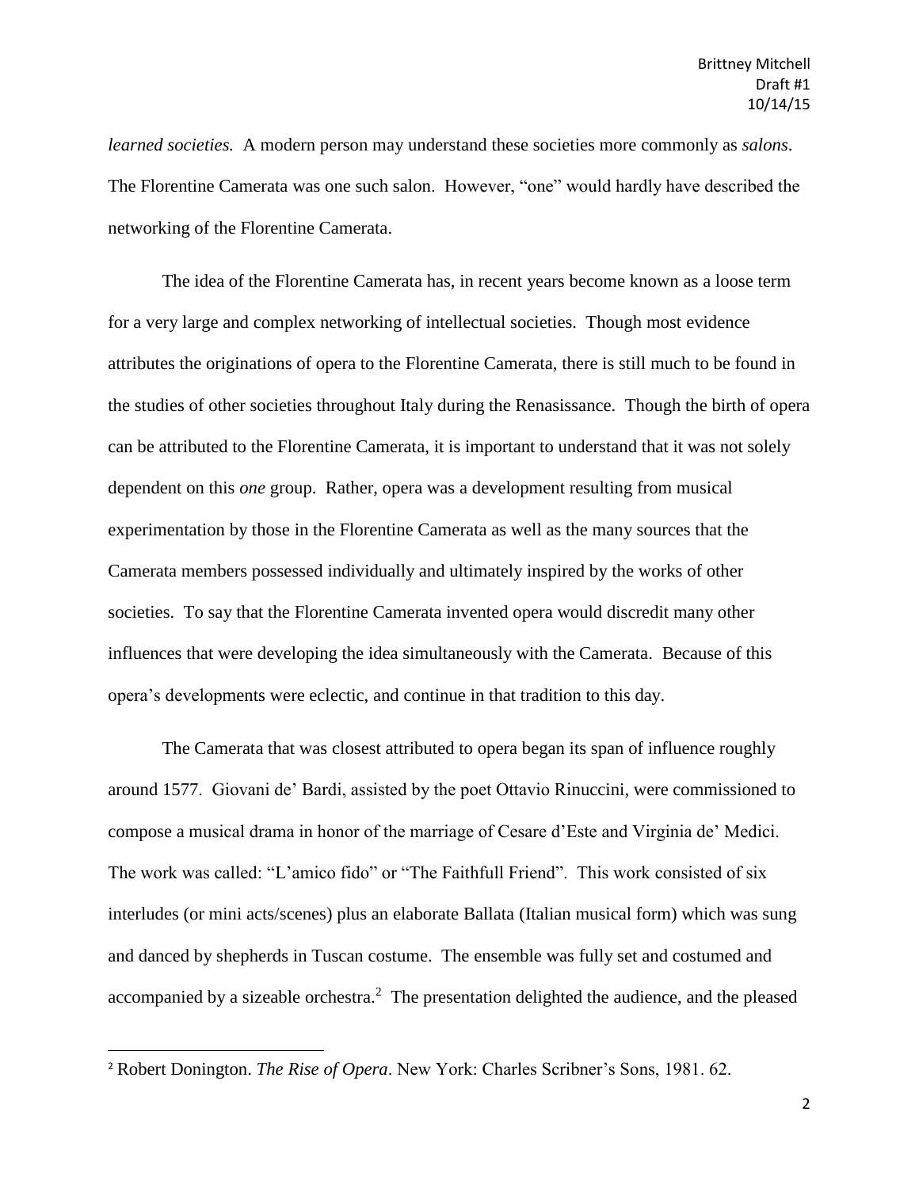*learned societies.* A modern person may understand these societies more commonly as *salons.* The Florentine Camerata was one such salon. However, "one" would hardly have described the networking of the Florentine Camerata.

The idea of the Florentine Camerata has, in recent years become known as a loose term for a very large and complex networking of intellectual societies. Though most evidence attributes the originations of opera to the Florentine Camerata, there is still much to be found in the studies of other societies throughout Italy during the Renasissance. Though the birth of opera can be attributed to the Florentine Camerata, it is important to understand that it was not solely dependent on this *one* group. Rather, opera was a development resulting from musical experimentation by those in the Florentine Camerata as well as the many sources that the Camerata members possessed individually and ultimately inspired by the works of other societies. To say that the Florentine Camerata invented opera would discredit many other influences that were developing the idea simultaneously with the Camerata. Because of this opera's developments were eclectic, and continue in that tradition to this day.

The Camerata that was closest attributed to opera began its span of influence roughly around 1577. Giovani de' Bardi, assisted by the poet Ottavio Rinuccini, were commissioned to compose a musical drama in honor of the marriage of Cesare d'Este and Virginia de' Medici. The work was called: "L'amico fido" or "The Faithfull Friend". This work consisted of six interludes (or mini acts/scenes) plus an elaborate Ballata (Italian musical form) which was sung and danced by shepherds in Tuscan costume. The ensemble was fully set and costumed and accompanied by a sizeable orchestra.[2] The presentation delighted the audience, and the pleased

[2] Robert Donington. *The Rise of Opera*. New York: Charles Scribner's Sons, 1981. 62.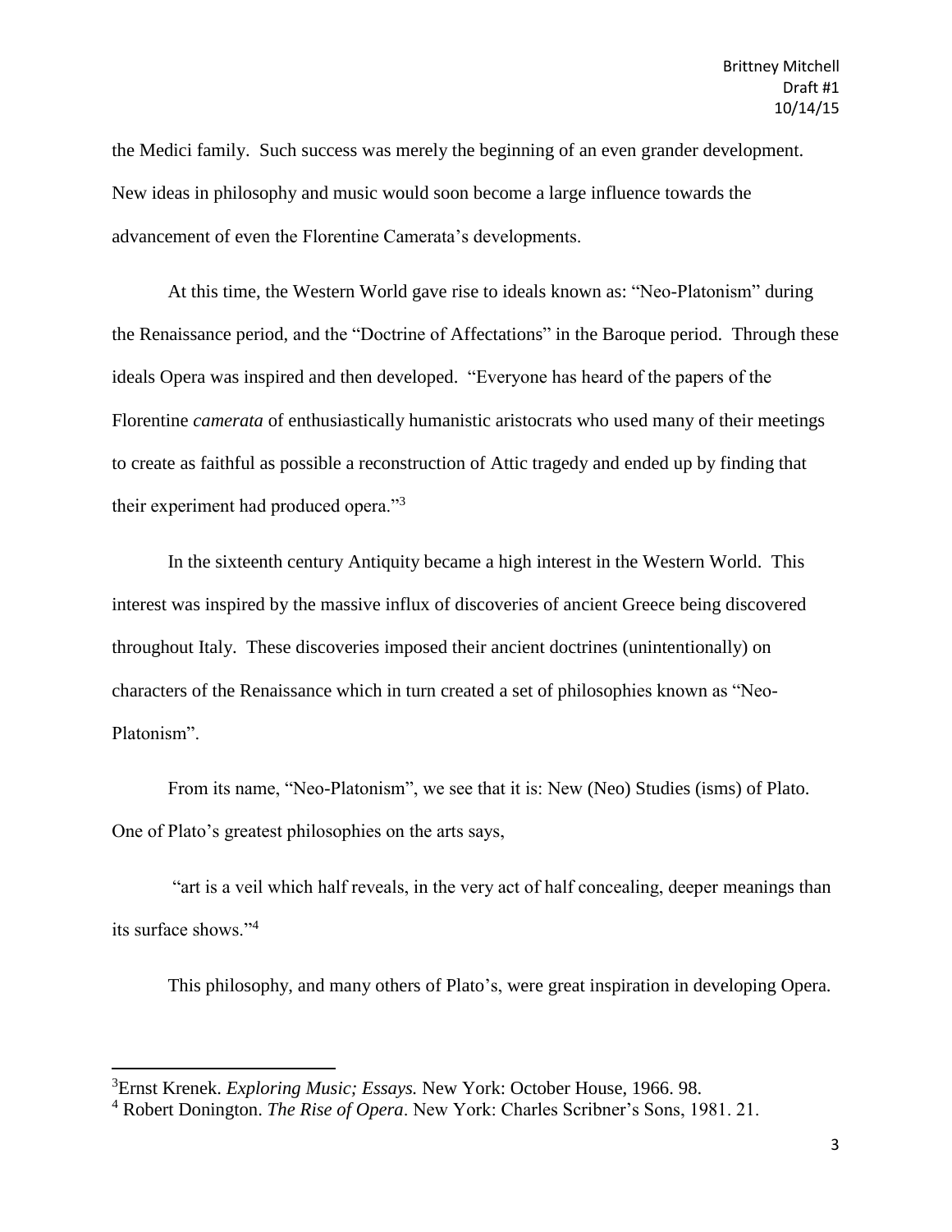the Medici family. Such success was merely the beginning of an even grander development. New ideas in philosophy and music would soon become a large influence towards the advancement of even the Florentine Camerata's developments.

At this time, the Western World gave rise to ideals known as: "Neo-Platonism" during the Renaissance period, and the "Doctrine of Affectations" in the Baroque period. Through these ideals Opera was inspired and then developed. "Everyone has heard of the papers of the Florentine *camerata* of enthusiastically humanistic aristocrats who used many of their meetings to create as faithful as possible a reconstruction of Attic tragedy and ended up by finding that their experiment had produced opera."[3]

In the sixteenth century Antiquity became a high interest in the Western World. This interest was inspired by the massive influx of discoveries of ancient Greece being discovered throughout Italy. These discoveries imposed their ancient doctrines (unintentionally) on characters of the Renaissance which in turn created a set of philosophies known as "Neo-Platonism".

From its name, "Neo-Platonism", we see that it is: New (Neo) Studies (isms) of Plato. One of Plato's greatest philosophies on the arts says,

"art is a veil which half reveals, in the very act of half concealing, deeper meanings than its surface shows."[4]

This philosophy, and many others of Plato's, were great inspiration in developing Opera.

---

[3] Ernst Krenek. *Exploring Music; Essays.* New York: October House, 1966. 98.

[4] Robert Donington. *The Rise of Opera*. New York: Charles Scribner's Sons, 1981. 21.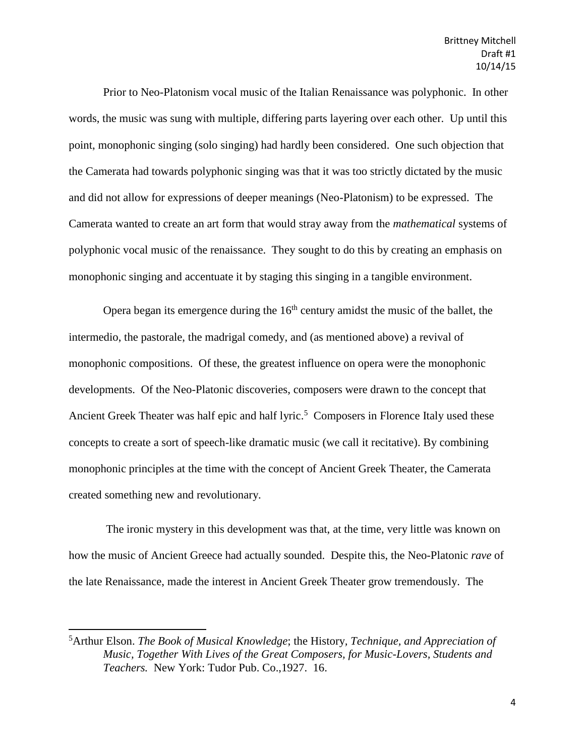Prior to Neo-Platonism vocal music of the Italian Renaissance was polyphonic. In other words, the music was sung with multiple, differing parts layering over each other. Up until this point, monophonic singing (solo singing) had hardly been considered. One such objection that the Camerata had towards polyphonic singing was that it was too strictly dictated by the music and did not allow for expressions of deeper meanings (Neo-Platonism) to be expressed. The Camerata wanted to create an art form that would stray away from the *mathematical* systems of polyphonic vocal music of the renaissance. They sought to do this by creating an emphasis on monophonic singing and accentuate it by staging this singing in a tangible environment.

Opera began its emergence during the 16th century amidst the music of the ballet, the intermedio, the pastorale, the madrigal comedy, and (as mentioned above) a revival of monophonic compositions. Of these, the greatest influence on opera were the monophonic developments. Of the Neo-Platonic discoveries, composers were drawn to the concept that Ancient Greek Theater was half epic and half lyric.[5] Composers in Florence Italy used these concepts to create a sort of speech-like dramatic music (we call it recitative). By combining monophonic principles at the time with the concept of Ancient Greek Theater, the Camerata created something new and revolutionary.

The ironic mystery in this development was that, at the time, very little was known on how the music of Ancient Greece had actually sounded. Despite this, the Neo-Platonic *rave* of the late Renaissance, made the interest in Ancient Greek Theater grow tremendously. The

---

[5]Arthur Elson. *The Book of Musical Knowledge*; the History, *Technique, and Appreciation of Music, Together With Lives of the Great Composers, for Music-Lovers, Students and Teachers.* New York: Tudor Pub. Co.,1927. 16.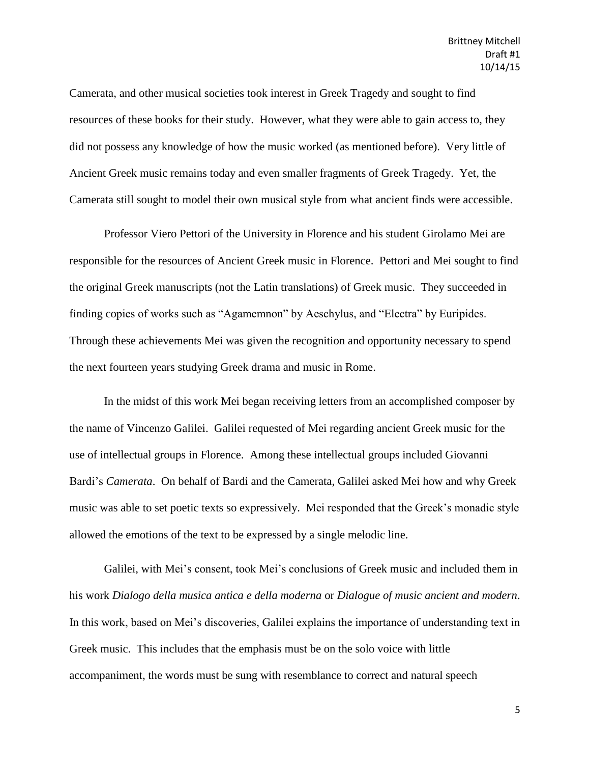Camerata, and other musical societies took interest in Greek Tragedy and sought to find resources of these books for their study. However, what they were able to gain access to, they did not possess any knowledge of how the music worked (as mentioned before). Very little of Ancient Greek music remains today and even smaller fragments of Greek Tragedy. Yet, the Camerata still sought to model their own musical style from what ancient finds were accessible.

Professor Viero Pettori of the University in Florence and his student Girolamo Mei are responsible for the resources of Ancient Greek music in Florence. Pettori and Mei sought to find the original Greek manuscripts (not the Latin translations) of Greek music. They succeeded in finding copies of works such as "Agamemnon" by Aeschylus, and "Electra" by Euripides. Through these achievements Mei was given the recognition and opportunity necessary to spend the next fourteen years studying Greek drama and music in Rome.

In the midst of this work Mei began receiving letters from an accomplished composer by the name of Vincenzo Galilei. Galilei requested of Mei regarding ancient Greek music for the use of intellectual groups in Florence. Among these intellectual groups included Giovanni Bardi's *Camerata*. On behalf of Bardi and the Camerata, Galilei asked Mei how and why Greek music was able to set poetic texts so expressively. Mei responded that the Greek's monadic style allowed the emotions of the text to be expressed by a single melodic line.

Galilei, with Mei's consent, took Mei's conclusions of Greek music and included them in his work *Dialogo della musica antica e della moderna* or *Dialogue of music ancient and modern*. In this work, based on Mei's discoveries, Galilei explains the importance of understanding text in Greek music. This includes that the emphasis must be on the solo voice with little accompaniment, the words must be sung with resemblance to correct and natural speech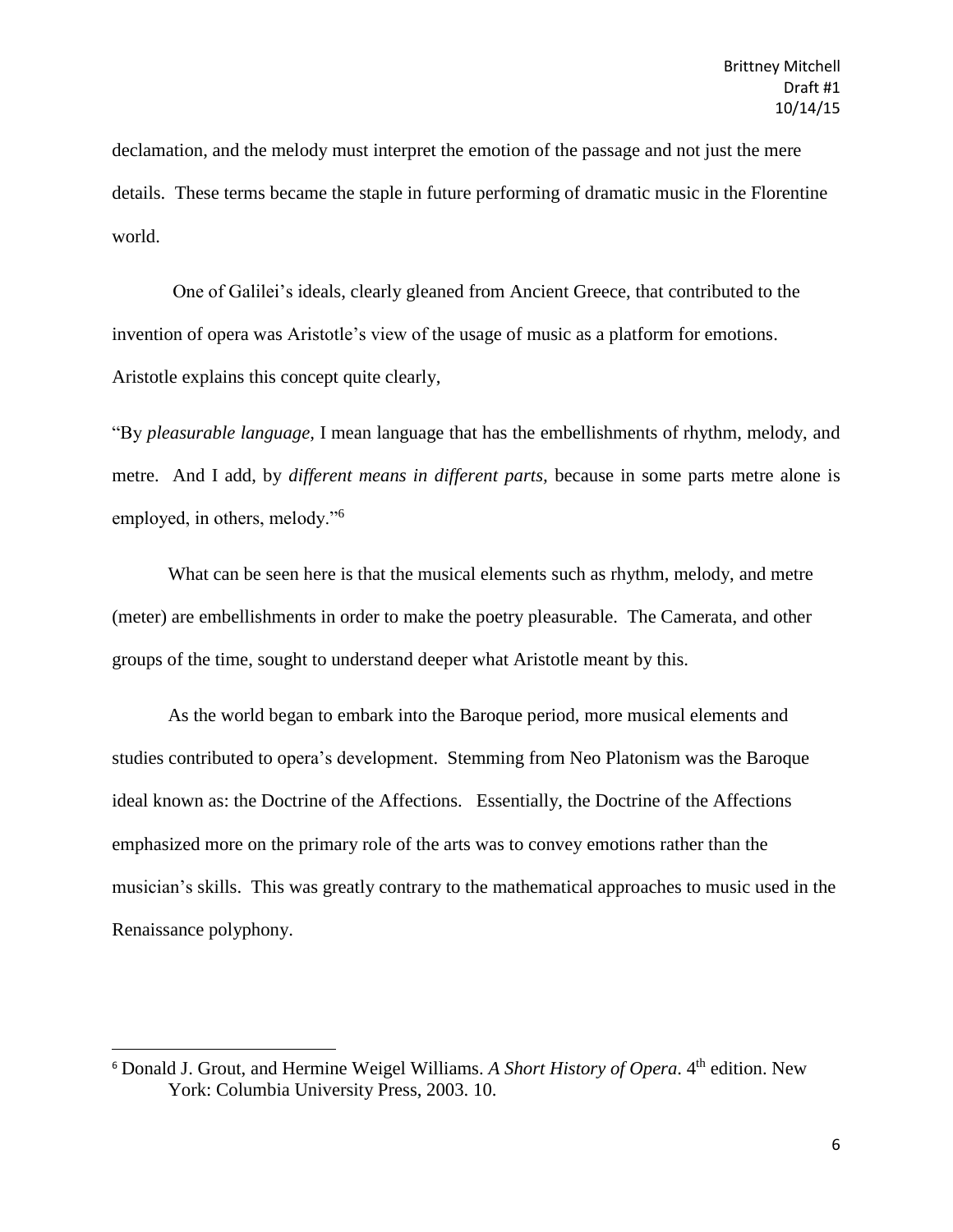declamation, and the melody must interpret the emotion of the passage and not just the mere details. These terms became the staple in future performing of dramatic music in the Florentine world.

One of Galilei's ideals, clearly gleaned from Ancient Greece, that contributed to the invention of opera was Aristotle's view of the usage of music as a platform for emotions. Aristotle explains this concept quite clearly,

"By *pleasurable language,* I mean language that has the embellishments of rhythm, melody, and metre. And I add, by *different means in different parts,* because in some parts metre alone is employed, in others, melody."[6]

What can be seen here is that the musical elements such as rhythm, melody, and metre (meter) are embellishments in order to make the poetry pleasurable. The Camerata, and other groups of the time, sought to understand deeper what Aristotle meant by this.

As the world began to embark into the Baroque period, more musical elements and studies contributed to opera's development. Stemming from Neo Platonism was the Baroque ideal known as: the Doctrine of the Affections. Essentially, the Doctrine of the Affections emphasized more on the primary role of the arts was to convey emotions rather than the musician's skills. This was greatly contrary to the mathematical approaches to music used in the Renaissance polyphony.

---

[6] Donald J. Grout, and Hermine Weigel Williams. *A Short History of Opera.* 4th edition. New York: Columbia University Press, 2003. 10.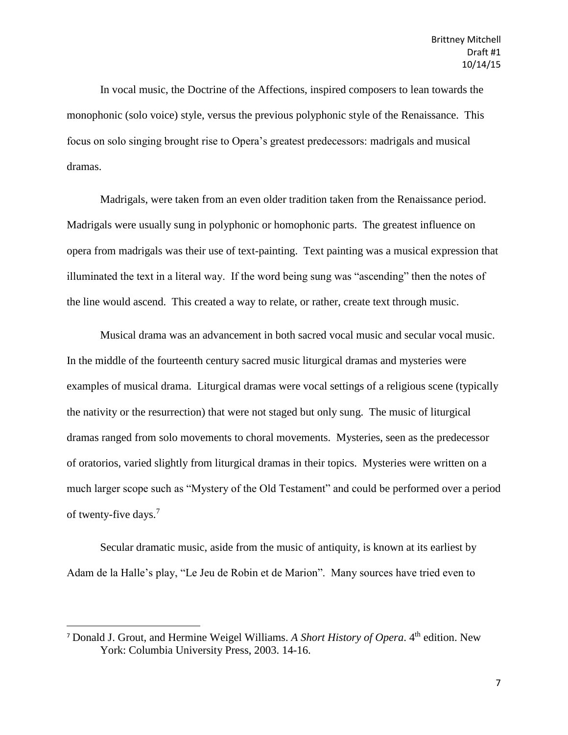In vocal music, the Doctrine of the Affections, inspired composers to lean towards the monophonic (solo voice) style, versus the previous polyphonic style of the Renaissance. This focus on solo singing brought rise to Opera's greatest predecessors: madrigals and musical dramas.

Madrigals, were taken from an even older tradition taken from the Renaissance period. Madrigals were usually sung in polyphonic or homophonic parts. The greatest influence on opera from madrigals was their use of text-painting. Text painting was a musical expression that illuminated the text in a literal way. If the word being sung was "ascending" then the notes of the line would ascend. This created a way to relate, or rather, create text through music.

Musical drama was an advancement in both sacred vocal music and secular vocal music. In the middle of the fourteenth century sacred music liturgical dramas and mysteries were examples of musical drama. Liturgical dramas were vocal settings of a religious scene (typically the nativity or the resurrection) that were not staged but only sung. The music of liturgical dramas ranged from solo movements to choral movements. Mysteries, seen as the predecessor of oratorios, varied slightly from liturgical dramas in their topics. Mysteries were written on a much larger scope such as "Mystery of the Old Testament" and could be performed over a period of twenty-five days.[7]

Secular dramatic music, aside from the music of antiquity, is known at its earliest by Adam de la Halle's play, "Le Jeu de Robin et de Marion". Many sources have tried even to

---

[7] Donald J. Grout, and Hermine Weigel Williams. *A Short History of Opera*. 4th edition. New York: Columbia University Press, 2003. 14-16.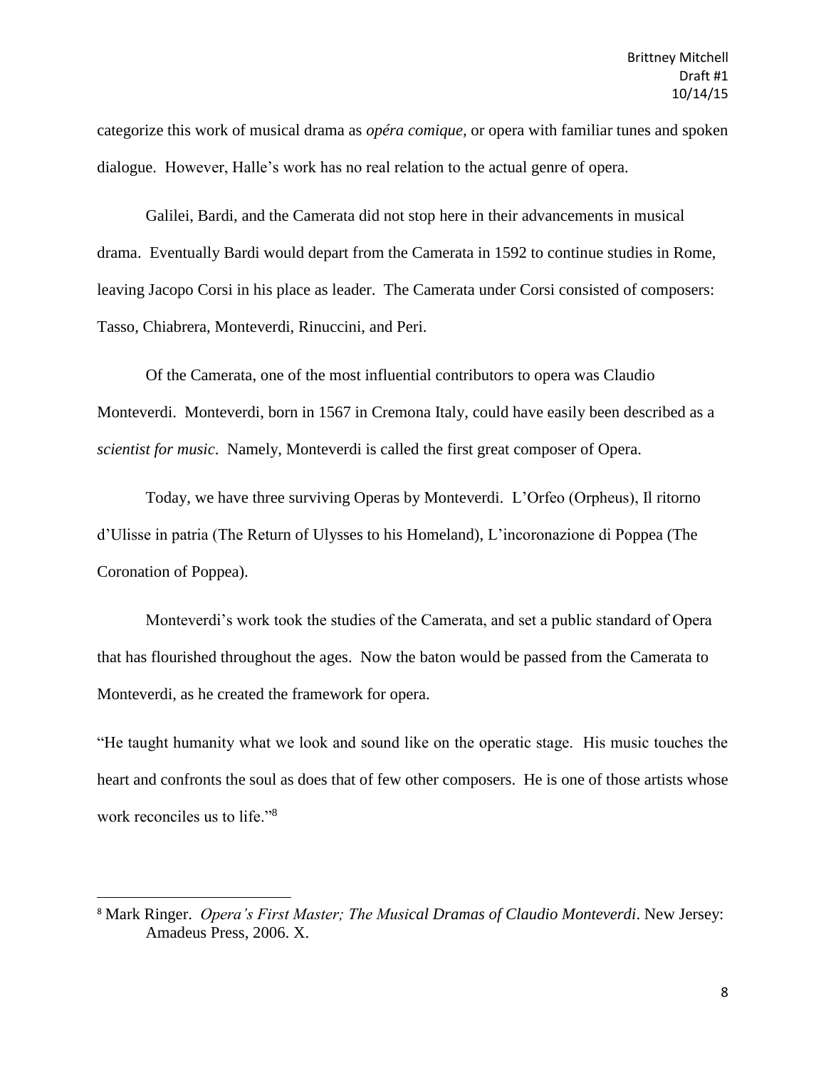categorize this work of musical drama as *opéra comique*, or opera with familiar tunes and spoken dialogue. However, Halle's work has no real relation to the actual genre of opera.

Galilei, Bardi, and the Camerata did not stop here in their advancements in musical drama. Eventually Bardi would depart from the Camerata in 1592 to continue studies in Rome, leaving Jacopo Corsi in his place as leader. The Camerata under Corsi consisted of composers: Tasso, Chiabrera, Monteverdi, Rinuccini, and Peri.

Of the Camerata, one of the most influential contributors to opera was Claudio Monteverdi. Monteverdi, born in 1567 in Cremona Italy, could have easily been described as a *scientist for music*. Namely, Monteverdi is called the first great composer of Opera.

Today, we have three surviving Operas by Monteverdi. L'Orfeo (Orpheus), Il ritorno d'Ulisse in patria (The Return of Ulysses to his Homeland), L'incoronazione di Poppea (The Coronation of Poppea).

Monteverdi's work took the studies of the Camerata, and set a public standard of Opera that has flourished throughout the ages. Now the baton would be passed from the Camerata to Monteverdi, as he created the framework for opera.

"He taught humanity what we look and sound like on the operatic stage. His music touches the heart and confronts the soul as does that of few other composers. He is one of those artists whose work reconciles us to life."[8]

---

[8] Mark Ringer. *Opera's First Master; The Musical Dramas of Claudio Monteverdi*. New Jersey: Amadeus Press, 2006. X.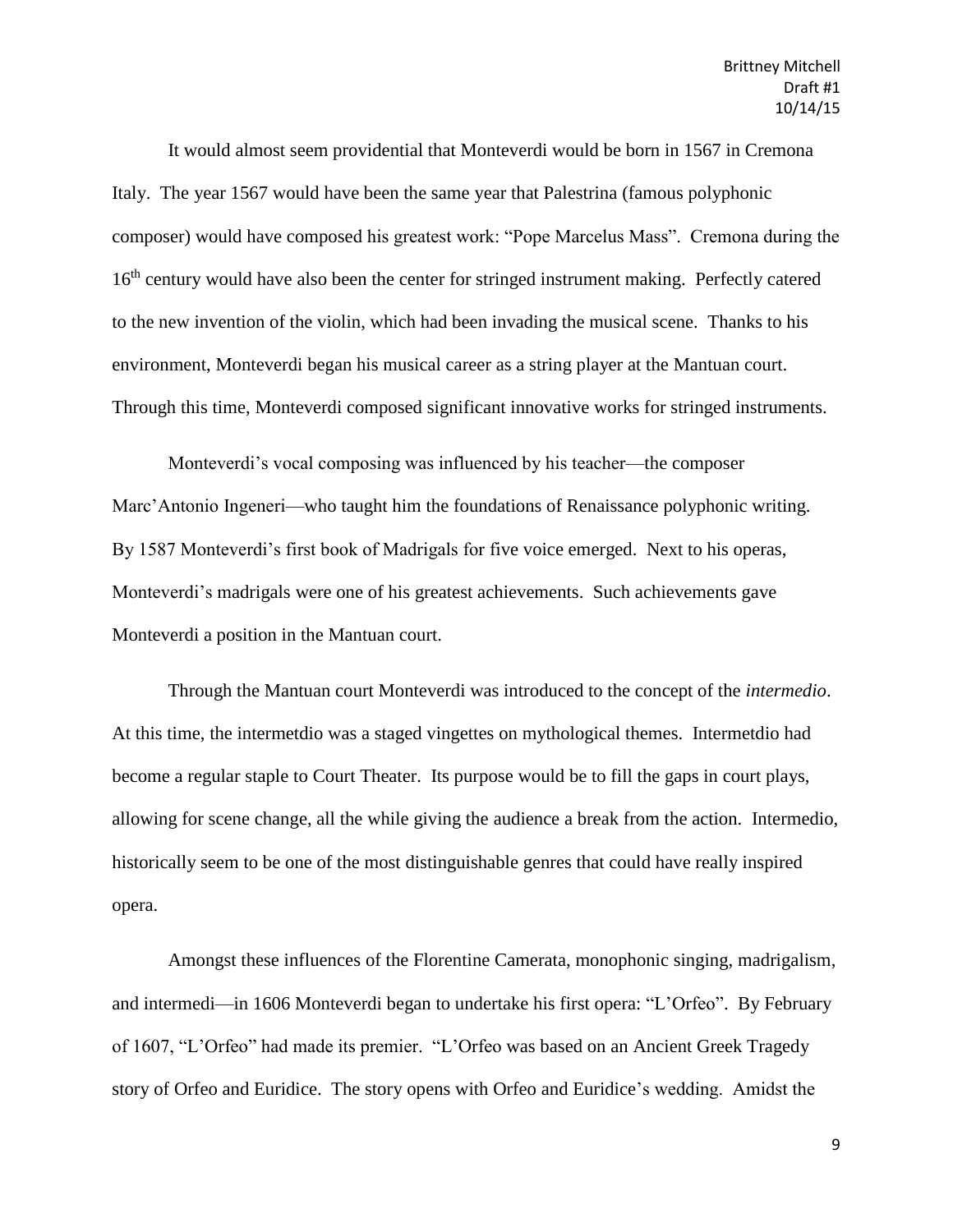It would almost seem providential that Monteverdi would be born in 1567 in Cremona Italy. The year 1567 would have been the same year that Palestrina (famous polyphonic composer) would have composed his greatest work: "Pope Marcelus Mass". Cremona during the 16th century would have also been the center for stringed instrument making. Perfectly catered to the new invention of the violin, which had been invading the musical scene. Thanks to his environment, Monteverdi began his musical career as a string player at the Mantuan court. Through this time, Monteverdi composed significant innovative works for stringed instruments.

Monteverdi's vocal composing was influenced by his teacher—the composer Marc'Antonio Ingeneri—who taught him the foundations of Renaissance polyphonic writing. By 1587 Monteverdi's first book of Madrigals for five voice emerged. Next to his operas, Monteverdi's madrigals were one of his greatest achievements. Such achievements gave Monteverdi a position in the Mantuan court.

Through the Mantuan court Monteverdi was introduced to the concept of the *intermedio*. At this time, the intermetdio was a staged vingettes on mythological themes. Intermetdio had become a regular staple to Court Theater. Its purpose would be to fill the gaps in court plays, allowing for scene change, all the while giving the audience a break from the action. Intermedio, historically seem to be one of the most distinguishable genres that could have really inspired opera.

Amongst these influences of the Florentine Camerata, monophonic singing, madrigalism, and intermedi—in 1606 Monteverdi began to undertake his first opera: "L'Orfeo". By February of 1607, "L'Orfeo" had made its premier. "L'Orfeo was based on an Ancient Greek Tragedy story of Orfeo and Euridice. The story opens with Orfeo and Euridice's wedding. Amidst the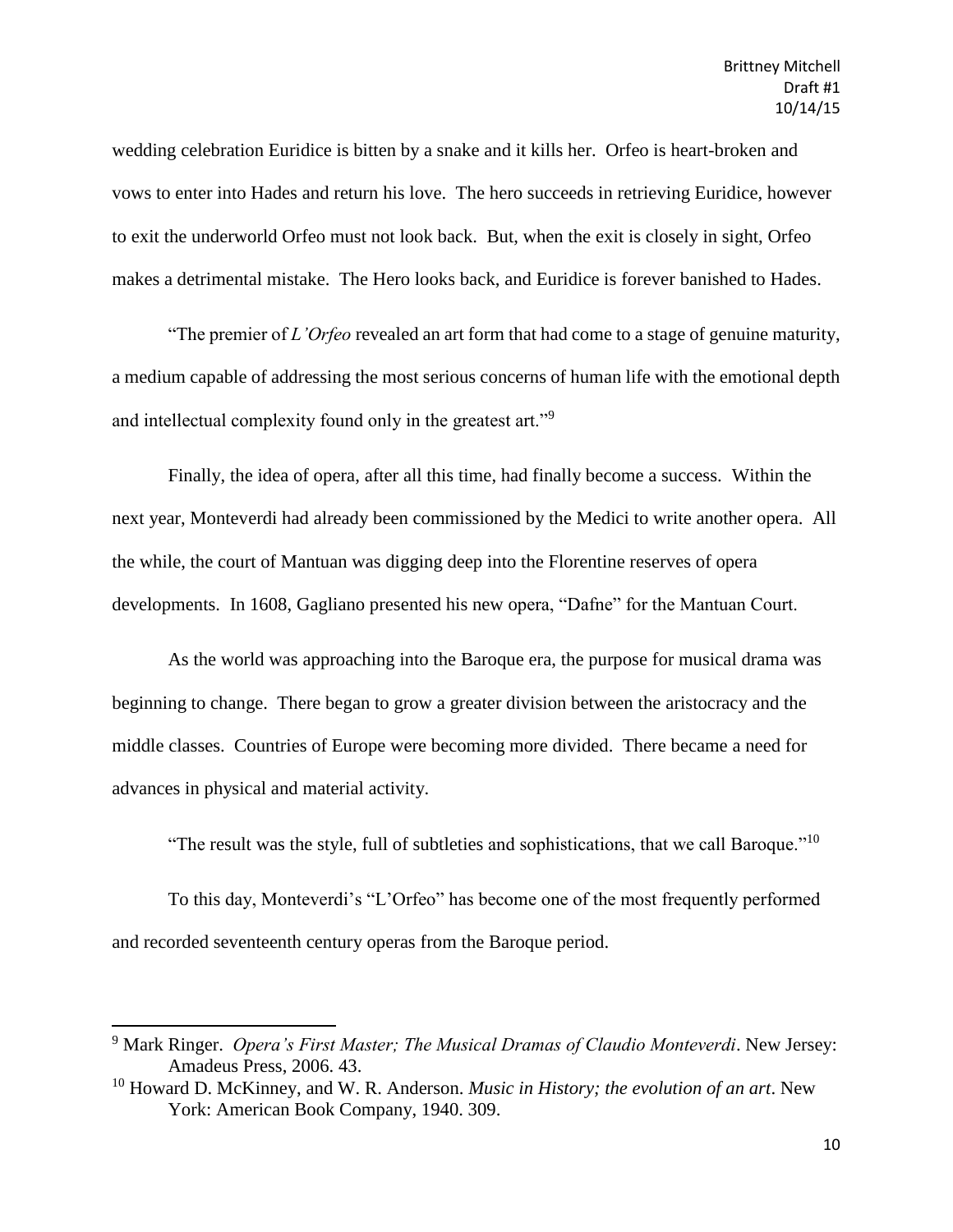wedding celebration Euridice is bitten by a snake and it kills her. Orfeo is heart-broken and vows to enter into Hades and return his love. The hero succeeds in retrieving Euridice, however to exit the underworld Orfeo must not look back. But, when the exit is closely in sight, Orfeo makes a detrimental mistake. The Hero looks back, and Euridice is forever banished to Hades.

"The premier of *L'Orfeo* revealed an art form that had come to a stage of genuine maturity, a medium capable of addressing the most serious concerns of human life with the emotional depth and intellectual complexity found only in the greatest art."[9]

Finally, the idea of opera, after all this time, had finally become a success. Within the next year, Monteverdi had already been commissioned by the Medici to write another opera. All the while, the court of Mantuan was digging deep into the Florentine reserves of opera developments. In 1608, Gagliano presented his new opera, "Dafne" for the Mantuan Court.

As the world was approaching into the Baroque era, the purpose for musical drama was beginning to change. There began to grow a greater division between the aristocracy and the middle classes. Countries of Europe were becoming more divided. There became a need for advances in physical and material activity.

"The result was the style, full of subtleties and sophistications, that we call Baroque."[10]

To this day, Monteverdi's "L'Orfeo" has become one of the most frequently performed and recorded seventeenth century operas from the Baroque period.

---

[9] Mark Ringer. *Opera's First Master; The Musical Dramas of Claudio Monteverdi*. New Jersey: Amadeus Press, 2006. 43.

[10] Howard D. McKinney, and W. R. Anderson. *Music in History; the evolution of an art*. New York: American Book Company, 1940. 309.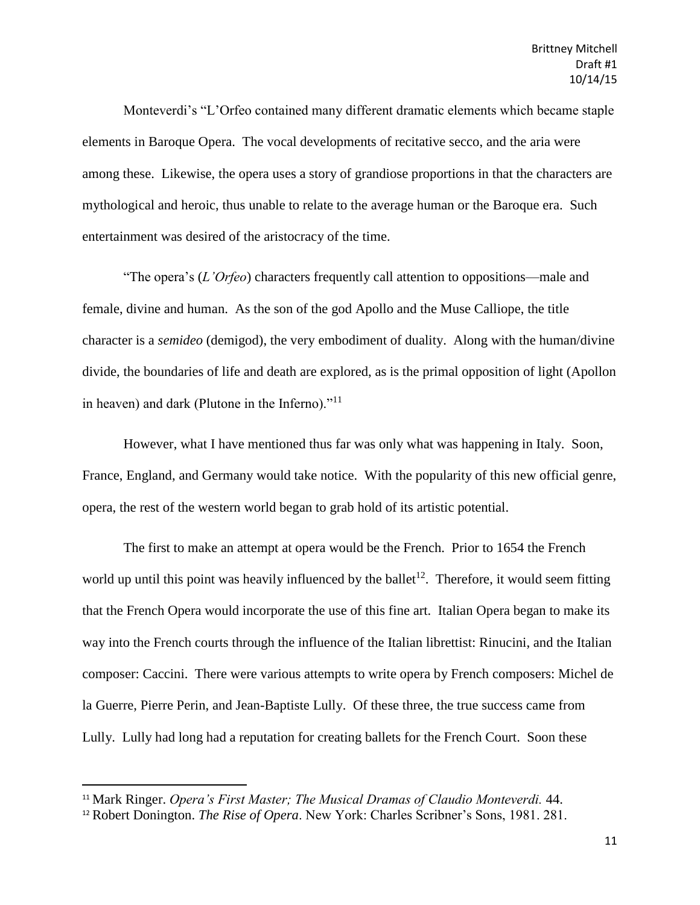Monteverdi's "L'Orfeo contained many different dramatic elements which became staple elements in Baroque Opera. The vocal developments of recitative secco, and the aria were among these. Likewise, the opera uses a story of grandiose proportions in that the characters are mythological and heroic, thus unable to relate to the average human or the Baroque era. Such entertainment was desired of the aristocracy of the time.

"The opera's (*L'Orfeo*) characters frequently call attention to oppositions—male and female, divine and human. As the son of the god Apollo and the Muse Calliope, the title character is a *semideo* (demigod), the very embodiment of duality. Along with the human/divine divide, the boundaries of life and death are explored, as is the primal opposition of light (Apollon in heaven) and dark (Plutone in the Inferno)."[11]

However, what I have mentioned thus far was only what was happening in Italy. Soon, France, England, and Germany would take notice. With the popularity of this new official genre, opera, the rest of the western world began to grab hold of its artistic potential.

The first to make an attempt at opera would be the French. Prior to 1654 the French world up until this point was heavily influenced by the ballet[12]. Therefore, it would seem fitting that the French Opera would incorporate the use of this fine art. Italian Opera began to make its way into the French courts through the influence of the Italian librettist: Rinucini, and the Italian composer: Caccini. There were various attempts to write opera by French composers: Michel de la Guerre, Pierre Perin, and Jean-Baptiste Lully. Of these three, the true success came from Lully. Lully had long had a reputation for creating ballets for the French Court. Soon these

---

[11] Mark Ringer. *Opera's First Master; The Musical Dramas of Claudio Monteverdi.* 44.

[12] Robert Donington. *The Rise of Opera*. New York: Charles Scribner's Sons, 1981. 281.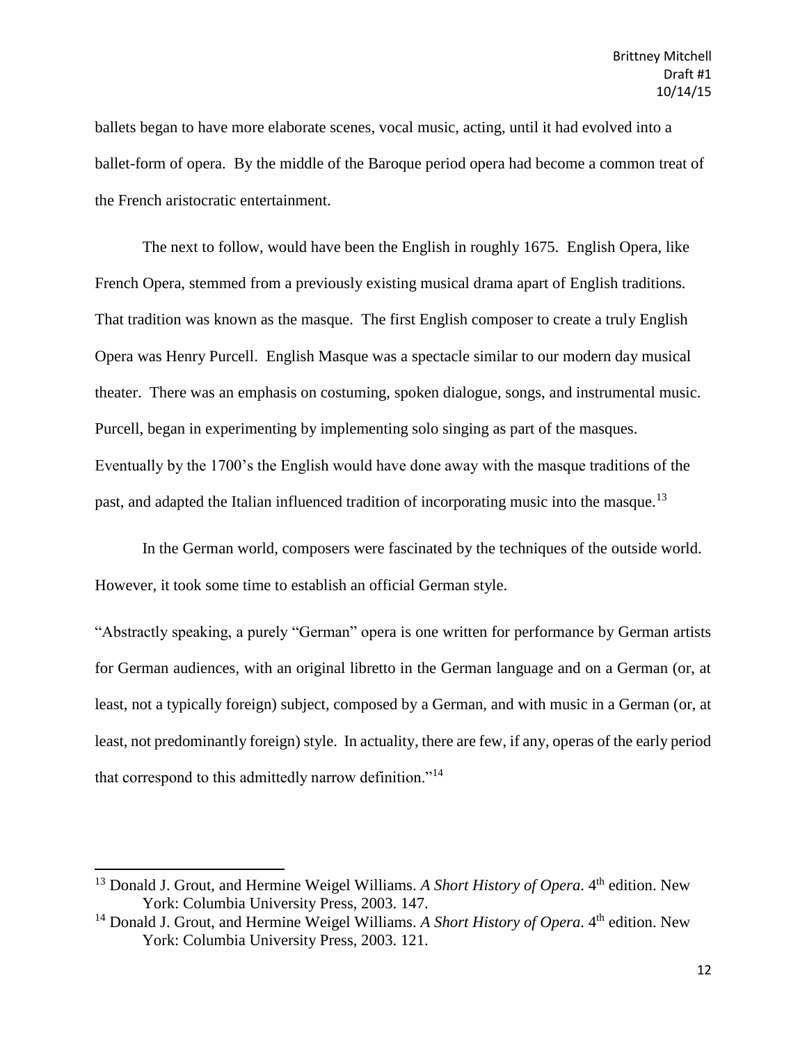ballets began to have more elaborate scenes, vocal music, acting, until it had evolved into a ballet-form of opera. By the middle of the Baroque period opera had become a common treat of the French aristocratic entertainment.

The next to follow, would have been the English in roughly 1675. English Opera, like French Opera, stemmed from a previously existing musical drama apart of English traditions. That tradition was known as the masque. The first English composer to create a truly English Opera was Henry Purcell. English Masque was a spectacle similar to our modern day musical theater. There was an emphasis on costuming, spoken dialogue, songs, and instrumental music. Purcell, began in experimenting by implementing solo singing as part of the masques. Eventually by the 1700's the English would have done away with the masque traditions of the past, and adapted the Italian influenced tradition of incorporating music into the masque.[13]

In the German world, composers were fascinated by the techniques of the outside world. However, it took some time to establish an official German style.

"Abstractly speaking, a purely "German" opera is one written for performance by German artists for German audiences, with an original libretto in the German language and on a German (or, at least, not a typically foreign) subject, composed by a German, and with music in a German (or, at least, not predominantly foreign) style. In actuality, there are few, if any, operas of the early period that correspond to this admittedly narrow definition."[14]

---

[13] Donald J. Grout, and Hermine Weigel Williams. *A Short History of Opera*. 4th edition. New York: Columbia University Press, 2003. 147.

[14] Donald J. Grout, and Hermine Weigel Williams. *A Short History of Opera*. 4th edition. New York: Columbia University Press, 2003. 121.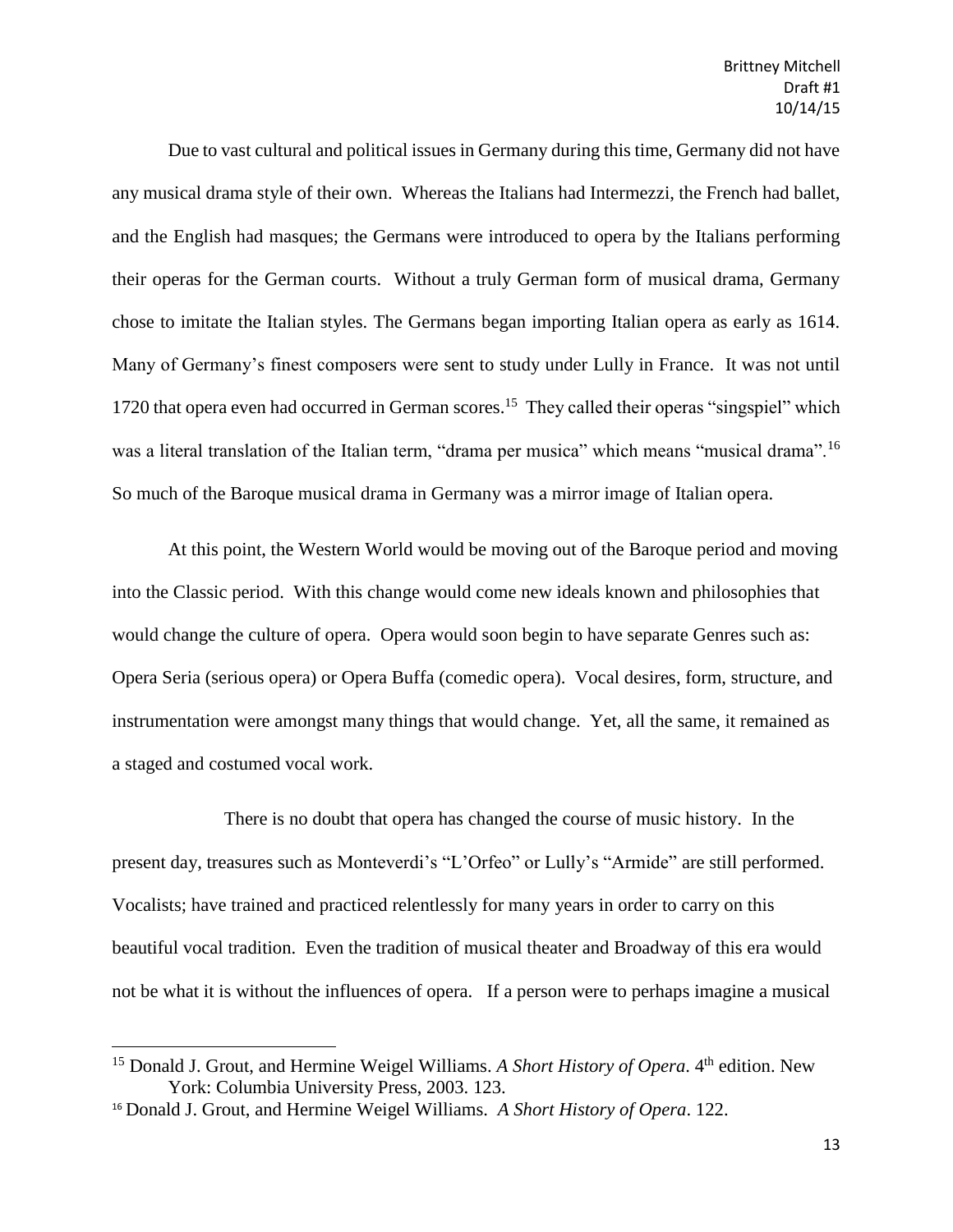Due to vast cultural and political issues in Germany during this time, Germany did not have any musical drama style of their own. Whereas the Italians had Intermezzi, the French had ballet, and the English had masques; the Germans were introduced to opera by the Italians performing their operas for the German courts. Without a truly German form of musical drama, Germany chose to imitate the Italian styles. The Germans began importing Italian opera as early as 1614. Many of Germany's finest composers were sent to study under Lully in France. It was not until 1720 that opera even had occurred in German scores.[15] They called their operas "singspiel" which was a literal translation of the Italian term, "drama per musica" which means "musical drama".[16] So much of the Baroque musical drama in Germany was a mirror image of Italian opera.

At this point, the Western World would be moving out of the Baroque period and moving into the Classic period. With this change would come new ideals known and philosophies that would change the culture of opera. Opera would soon begin to have separate Genres such as: Opera Seria (serious opera) or Opera Buffa (comedic opera). Vocal desires, form, structure, and instrumentation were amongst many things that would change. Yet, all the same, it remained as a staged and costumed vocal work.

There is no doubt that opera has changed the course of music history. In the present day, treasures such as Monteverdi's "L'Orfeo" or Lully's "Armide" are still performed. Vocalists; have trained and practiced relentlessly for many years in order to carry on this beautiful vocal tradition. Even the tradition of musical theater and Broadway of this era would not be what it is without the influences of opera. If a person were to perhaps imagine a musical

---

[15] Donald J. Grout, and Hermine Weigel Williams. *A Short History of Opera*. 4th edition. New York: Columbia University Press, 2003. 123.

[16] Donald J. Grout, and Hermine Weigel Williams. *A Short History of Opera*. 122.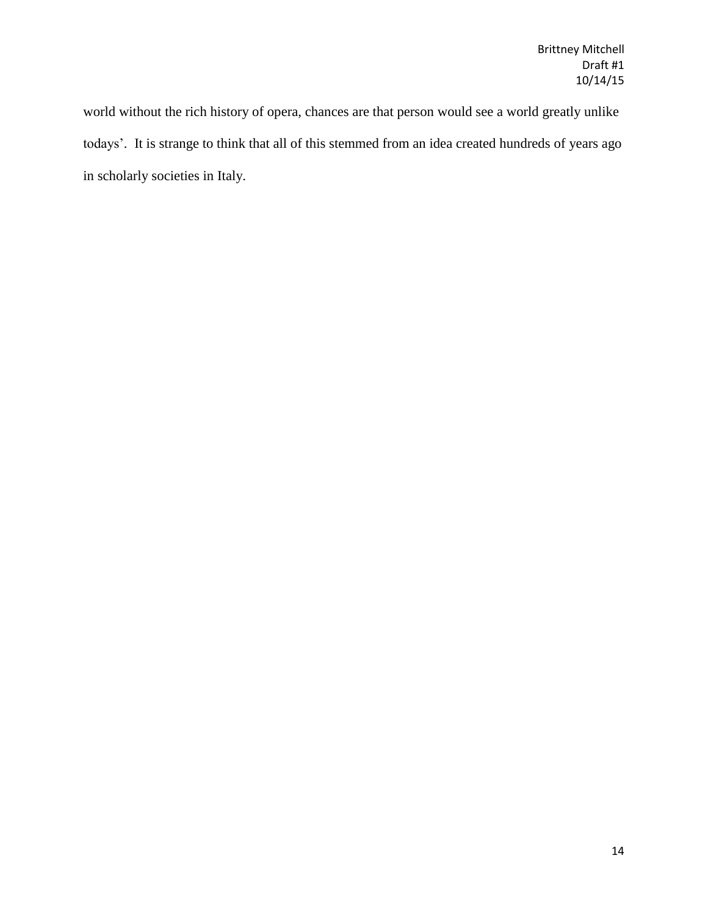world without the rich history of opera, chances are that person would see a world greatly unlike todays'. It is strange to think that all of this stemmed from an idea created hundreds of years ago in scholarly societies in Italy.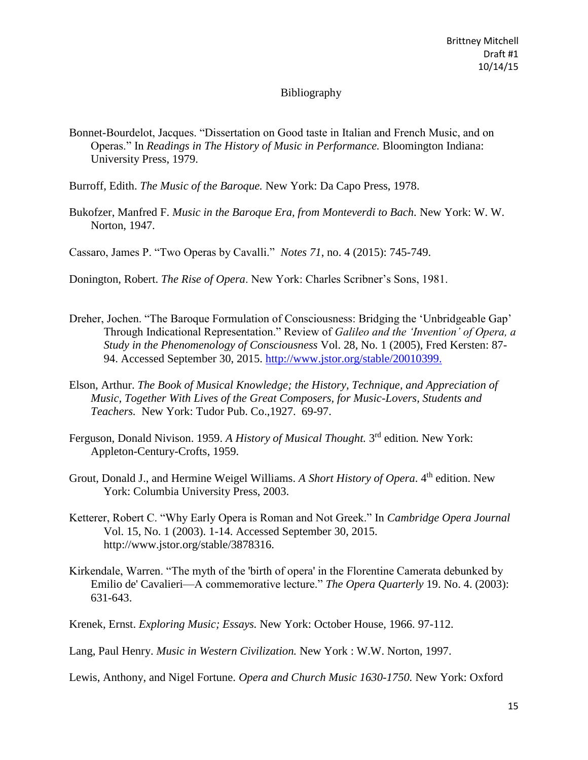Brittney Mitchell
Draft #1
10/14/15

# Bibliography

Bonnet-Bourdelot, Jacques. "Dissertation on Good taste in Italian and French Music, and on Operas." In *Readings in The History of Music in Performance.* Bloomington Indiana: University Press, 1979.

Burroff, Edith. *The Music of the Baroque.* New York: Da Capo Press, 1978.

Bukofzer, Manfred F. *Music in the Baroque Era, from Monteverdi to Bach.* New York: W. W. Norton, 1947.

Cassaro, James P. "Two Operas by Cavalli." *Notes 71*, no. 4 (2015): 745-749.

Donington, Robert. *The Rise of Opera*. New York: Charles Scribner's Sons, 1981.

Dreher, Jochen. "The Baroque Formulation of Consciousness: Bridging the 'Unbridgeable Gap' Through Indicational Representation." Review of *Galileo and the 'Invention' of Opera, a Study in the Phenomenology of Consciousness* Vol. 28, No. 1 (2005), Fred Kersten: 87-94. Accessed September 30, 2015. http://www.jstor.org/stable/20010399.

Elson, Arthur. *The Book of Musical Knowledge; the History, Technique, and Appreciation of Music, Together With Lives of the Great Composers, for Music-Lovers, Students and Teachers.* New York: Tudor Pub. Co.,1927. 69-97.

Ferguson, Donald Nivison. 1959. *A History of Musical Thought.* 3rd edition*.* New York: Appleton-Century-Crofts, 1959.

Grout, Donald J., and Hermine Weigel Williams. *A Short History of Opera*. 4th edition. New York: Columbia University Press, 2003.

Ketterer, Robert C. "Why Early Opera is Roman and Not Greek." In *Cambridge Opera Journal* Vol. 15, No. 1 (2003). 1-14. Accessed September 30, 2015. http://www.jstor.org/stable/3878316.

Kirkendale, Warren. "The myth of the 'birth of opera' in the Florentine Camerata debunked by Emilio de' Cavalieri—A commemorative lecture." *The Opera Quarterly* 19. No. 4. (2003): 631-643.

Krenek, Ernst. *Exploring Music; Essays.* New York: October House, 1966. 97-112.

Lang, Paul Henry. *Music in Western Civilization.* New York : W.W. Norton, 1997.

Lewis, Anthony, and Nigel Fortune. *Opera and Church Music 1630-1750.* New York: Oxford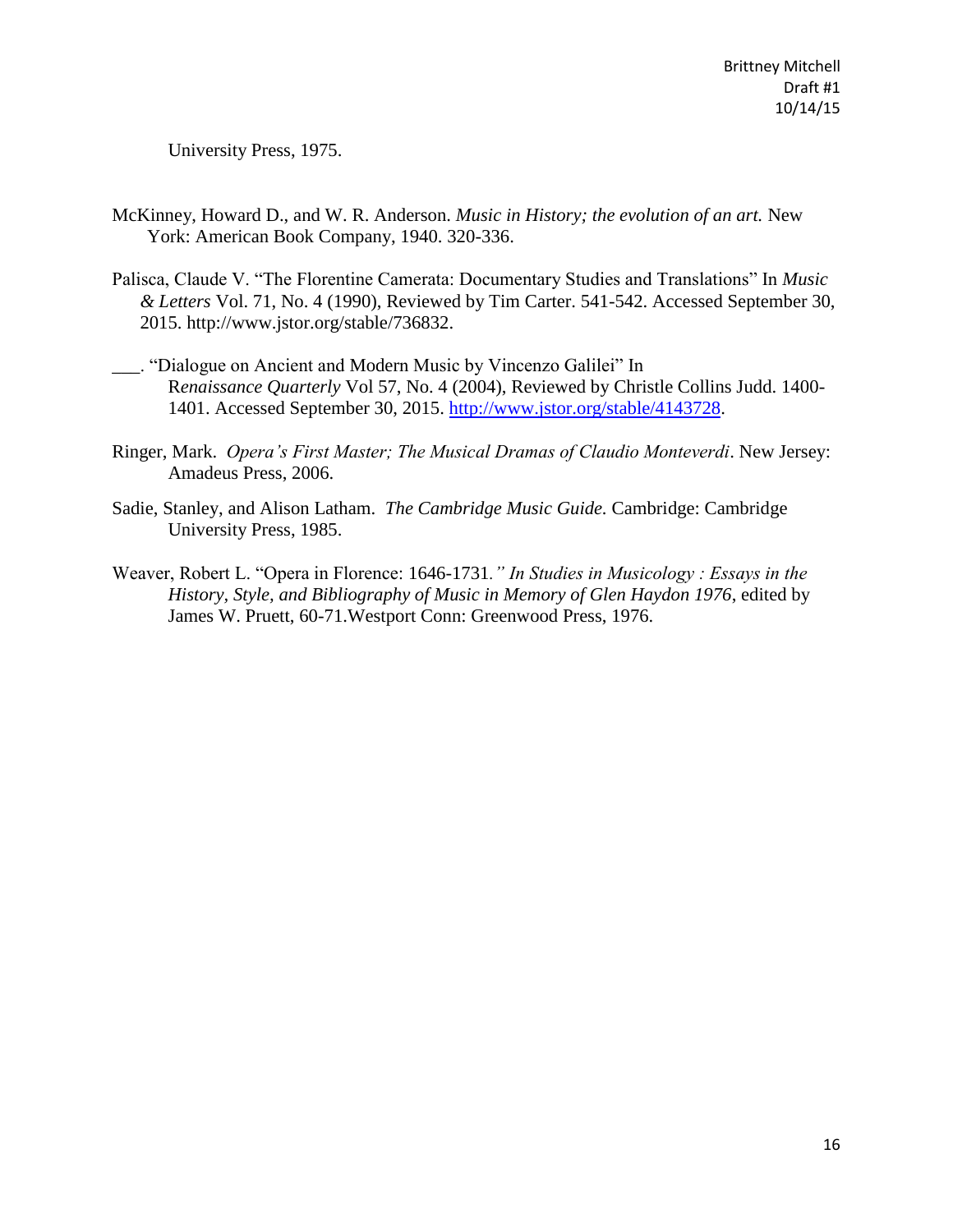University Press, 1975.

McKinney, Howard D., and W. R. Anderson. *Music in History; the evolution of an art.* New York: American Book Company, 1940. 320-336.

Palisca, Claude V. "The Florentine Camerata: Documentary Studies and Translations" In *Music & Letters* Vol. 71, No. 4 (1990), Reviewed by Tim Carter. 541-542. Accessed September 30, 2015. http://www.jstor.org/stable/736832.

___. "Dialogue on Ancient and Modern Music by Vincenzo Galilei" In R*enaissance Quarterly* Vol 57, No. 4 (2004), Reviewed by Christle Collins Judd. 1400-1401. Accessed September 30, 2015. http://www.jstor.org/stable/4143728.

Ringer, Mark. *Opera's First Master; The Musical Dramas of Claudio Monteverdi*. New Jersey: Amadeus Press, 2006.

Sadie, Stanley, and Alison Latham. *The Cambridge Music Guide.* Cambridge: Cambridge University Press, 1985.

Weaver, Robert L. "Opera in Florence: 1646-1731*." In Studies in Musicology : Essays in the History, Style, and Bibliography of Music in Memory of Glen Haydon 1976*, edited by James W. Pruett, 60-71.Westport Conn: Greenwood Press, 1976.